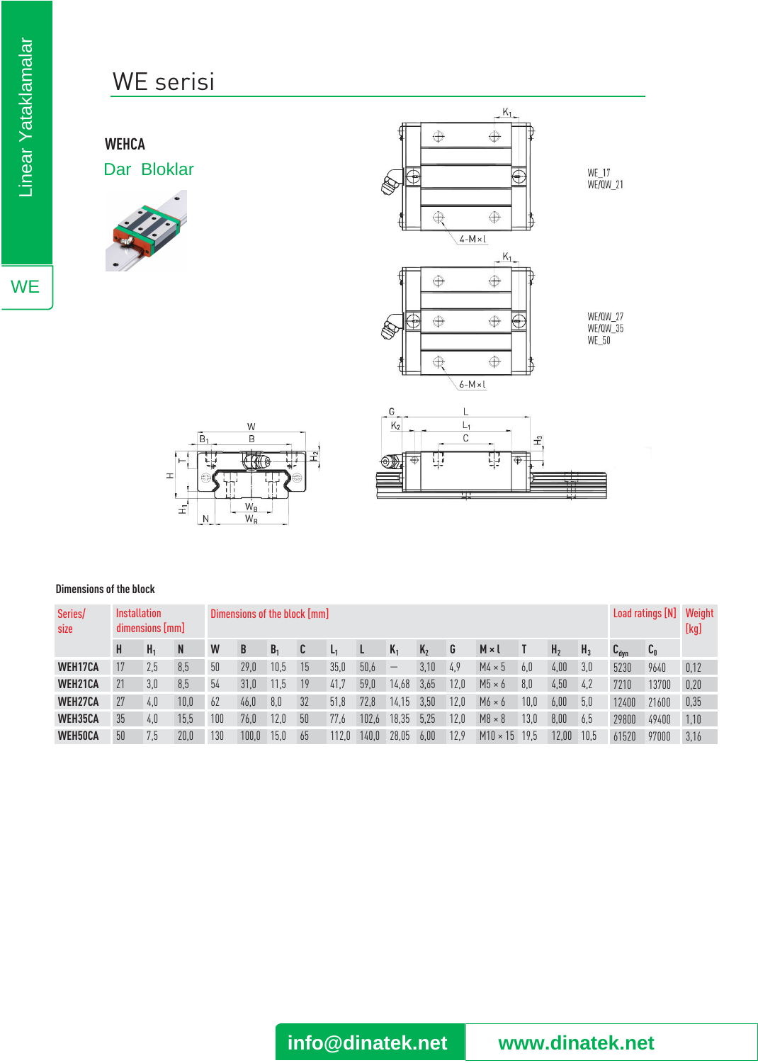# WE serisi

Linear Yataklamalar

WE

## WEHCA

### Dar Bloklar

WE_17
WE/QW_21

WE/QW_27
WE/QW_35
WE_50

**Dimensions of the block**

| Series/ size | Installation dimensions [mm] | | | Dimensions of the block [mm] | | | | | | | | | | | | | Load ratings [N] | | Weight [kg] |
|---|---|---|---|---|---|---|---|---|---|---|---|---|---|---|---|---|---|---|---|
| | H | $H_1$ | N | W | B | $B_1$ | C | $L_1$ | L | $K_1$ | $K_2$ | G | M × l | T | $H_2$ | $H_3$ | $C_{dyn}$ | $C_0$ | |
| WEH17CA | 17 | 2,5 | 8,5 | 50 | 29,0 | 10,5 | 15 | 35,0 | 50,6 | — | 3,10 | 4,9 | M4 × 5 | 6,0 | 4,00 | 3,0 | 5230 | 9640 | 0,12 |
| WEH21CA | 21 | 3,0 | 8,5 | 54 | 31,0 | 11,5 | 19 | 41,7 | 59,0 | 14,68 | 3,65 | 12,0 | M5 × 6 | 8,0 | 4,50 | 4,2 | 7210 | 13700 | 0,20 |
| WEH27CA | 27 | 4,0 | 10,0 | 62 | 46,0 | 8,0 | 32 | 51,8 | 72,8 | 14,15 | 3,50 | 12,0 | M6 × 6 | 10,0 | 6,00 | 5,0 | 12400 | 21600 | 0,35 |
| WEH35CA | 35 | 4,0 | 15,5 | 100 | 76,0 | 12,0 | 50 | 77,6 | 102,6 | 18,35 | 5,25 | 12,0 | M8 × 8 | 13,0 | 8,00 | 6,5 | 29800 | 49400 | 1,10 |
| WEH50CA | 50 | 7,5 | 20,0 | 130 | 100,0 | 15,0 | 65 | 112,0 | 140,0 | 28,05 | 6,00 | 12,9 | M10 × 15 | 19,5 | 12,00 | 10,5 | 61520 | 97000 | 3,16 |

info@dinatek.net www.dinatek.net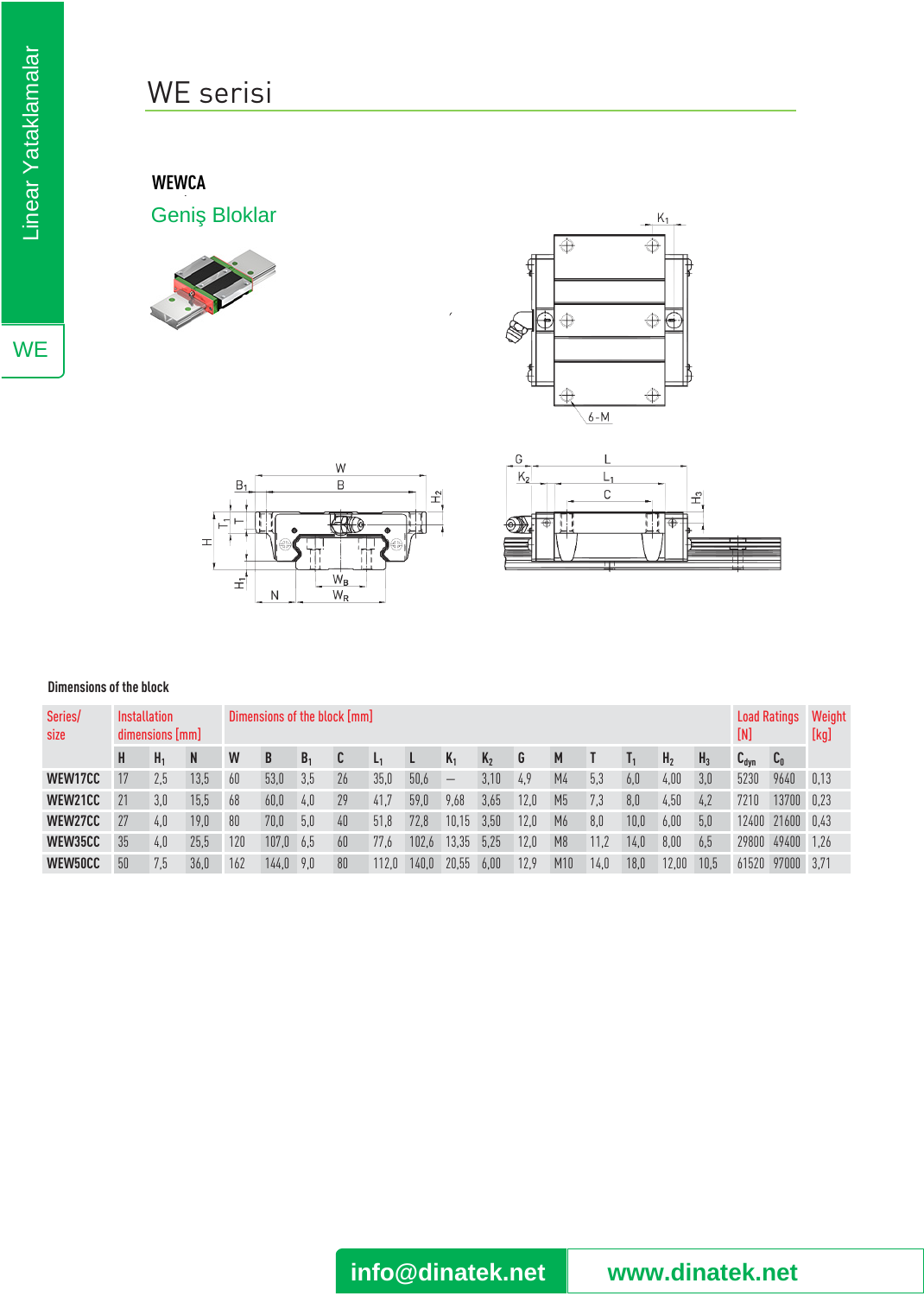# WE serisi

Linear Yataklamalar

WE

**WEWCA**

## Geniş Bloklar

**Dimensions of the block**

| Series/ size | Installation dimensions [mm] | | | Dimensions of the block [mm] | | | | | | | | | | | | | | | Load Ratings [N] | | Weight [kg] |
|---|---|---|---|---|---|---|---|---|---|---|---|---|---|---|---|---|---|---|---|---|---|
| | H | $H_1$ | N | W | B | $B_1$ | C | $L_1$ | L | $K_1$ | $K_2$ | G | M | T | $T_1$ | $H_2$ | $H_3$ | | $C_{dyn}$ | $C_0$ | |
| WEW17CC | 17 | 2,5 | 13,5 | 60 | 53,0 | 3,5 | 26 | 35,0 | 50,6 | — | 3,10 | 4,9 | M4 | 5,3 | 6,0 | 4,00 | 3,0 | | 5230 | 9640 | 0,13 |
| WEW21CC | 21 | 3,0 | 15,5 | 68 | 60,0 | 4,0 | 29 | 41,7 | 59,0 | 9,68 | 3,65 | 12,0 | M5 | 7,3 | 8,0 | 4,50 | 4,2 | | 7210 | 13700 | 0,23 |
| WEW27CC | 27 | 4,0 | 19,0 | 80 | 70,0 | 5,0 | 40 | 51,8 | 72,8 | 10,15 | 3,50 | 12,0 | M6 | 8,0 | 10,0 | 6,00 | 5,0 | | 12400 | 21600 | 0,43 |
| WEW35CC | 35 | 4,0 | 25,5 | 120 | 107,0 | 6,5 | 60 | 77,6 | 102,6 | 13,35 | 5,25 | 12,0 | M8 | 11,2 | 14,0 | 8,00 | 6,5 | | 29800 | 49400 | 1,26 |
| WEW50CC | 50 | 7,5 | 36,0 | 162 | 144,0 | 9,0 | 80 | 112,0 | 140,0 | 20,55 | 6,00 | 12,9 | M10 | 14,0 | 18,0 | 12,00 | 10,5 | | 61520 | 97000 | 3,71 |

info@dinatek.net www.dinatek.net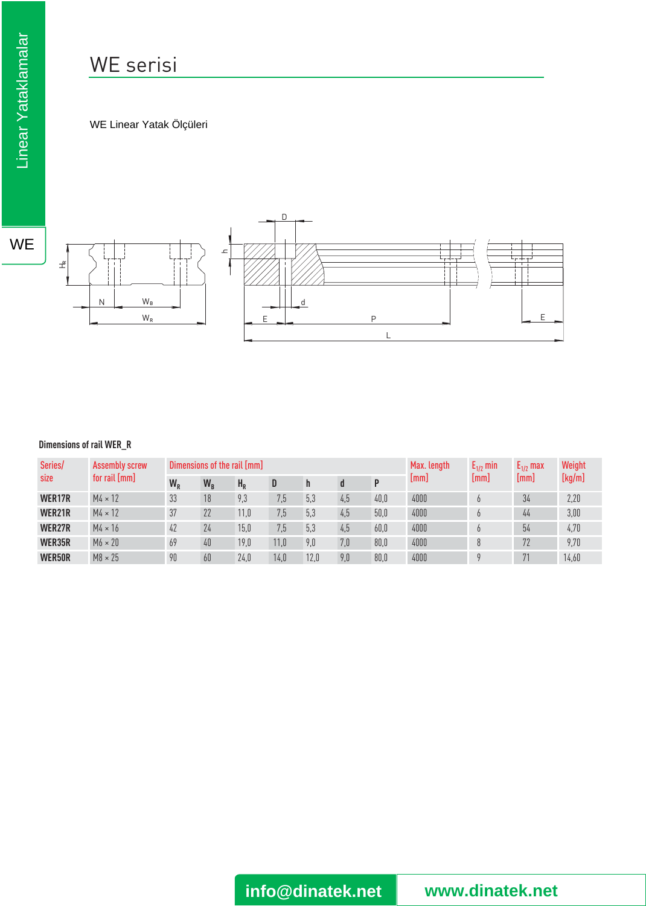# WE serisi

WE Linear Yatak Ölçüleri

H_R  N  W_B  W_R  D  h  d  E  P  E  L

Dimensions of rail WER_R

| Series/ size | Assembly screw for rail [mm] | Dimensions of the rail [mm] | | | | | | | Max. length [mm] | $E_{1/2}$ min [mm] | $E_{1/2}$ max [mm] | Weight [kg/m] |
|---|---|---|---|---|---|---|---|---|---|---|---|---|
| | | $W_R$ | $W_B$ | $H_R$ | D | h | d | P | | | | |
| WER17R | M4 × 12 | 33 | 18 | 9,3 | 7,5 | 5,3 | 4,5 | 40,0 | 4000 | 6 | 34 | 2,20 |
| WER21R | M4 × 12 | 37 | 22 | 11,0 | 7,5 | 5,3 | 4,5 | 50,0 | 4000 | 6 | 44 | 3,00 |
| WER27R | M4 × 16 | 42 | 24 | 15,0 | 7,5 | 5,3 | 4,5 | 60,0 | 4000 | 6 | 54 | 4,70 |
| WER35R | M6 × 20 | 69 | 40 | 19,0 | 11,0 | 9,0 | 7,0 | 80,0 | 4000 | 8 | 72 | 9,70 |
| WER50R | M8 × 25 | 90 | 60 | 24,0 | 14,0 | 12,0 | 9,0 | 80,0 | 4000 | 9 | 71 | 14,60 |